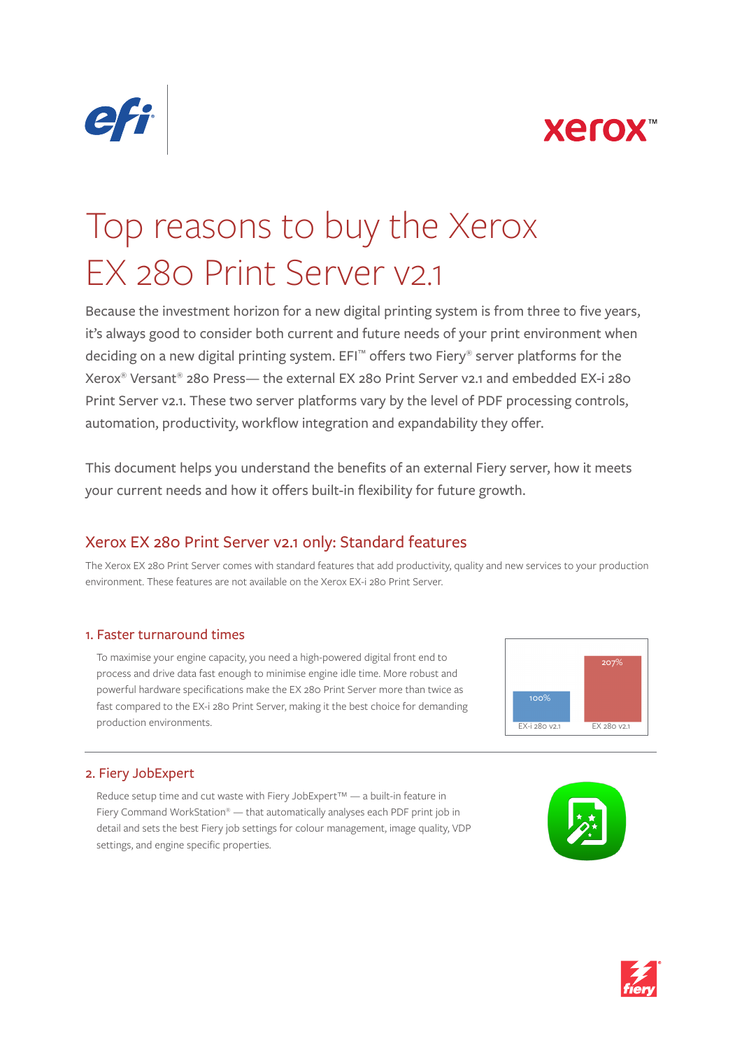# Top reasons to buy the Xerox EX 280 Print Server v2.1

Because the investment horizon for a new digital printing system is from three to five years, it's always good to consider both current and future needs of your print environment when deciding on a new digital printing system. EFI™ offers two Fiery® server platforms for the Xerox® Versant® 280 Press— the external EX 280 Print Server v2.1 and embedded EX-i 280 Print Server v2.1. These two server platforms vary by the level of PDF processing controls, automation, productivity, workflow integration and expandability they offer.

This document helps you understand the benefits of an external Fiery server, how it meets your current needs and how it offers built-in flexibility for future growth.

## Xerox EX 280 Print Server v2.1 only: Standard features

The Xerox EX 280 Print Server comes with standard features that add productivity, quality and new services to your production environment. These features are not available on the Xerox EX-i 280 Print Server.

### 1. Faster turnaround times

To maximise your engine capacity, you need a high-powered digital front end to process and drive data fast enough to minimise engine idle time. More robust and powerful hardware specifications make the EX 280 Print Server more than twice as fast compared to the EX-i 280 Print Server, making it the best choice for demanding production environments.

| EX-i 280 v2.1 | EX 280 v2.1 |
|---|---|
| 100% | 207% |

### 2. Fiery JobExpert

Reduce setup time and cut waste with Fiery JobExpert™ — a built-in feature in Fiery Command WorkStation® — that automatically analyses each PDF print job in detail and sets the best Fiery job settings for colour management, image quality, VDP settings, and engine specific properties.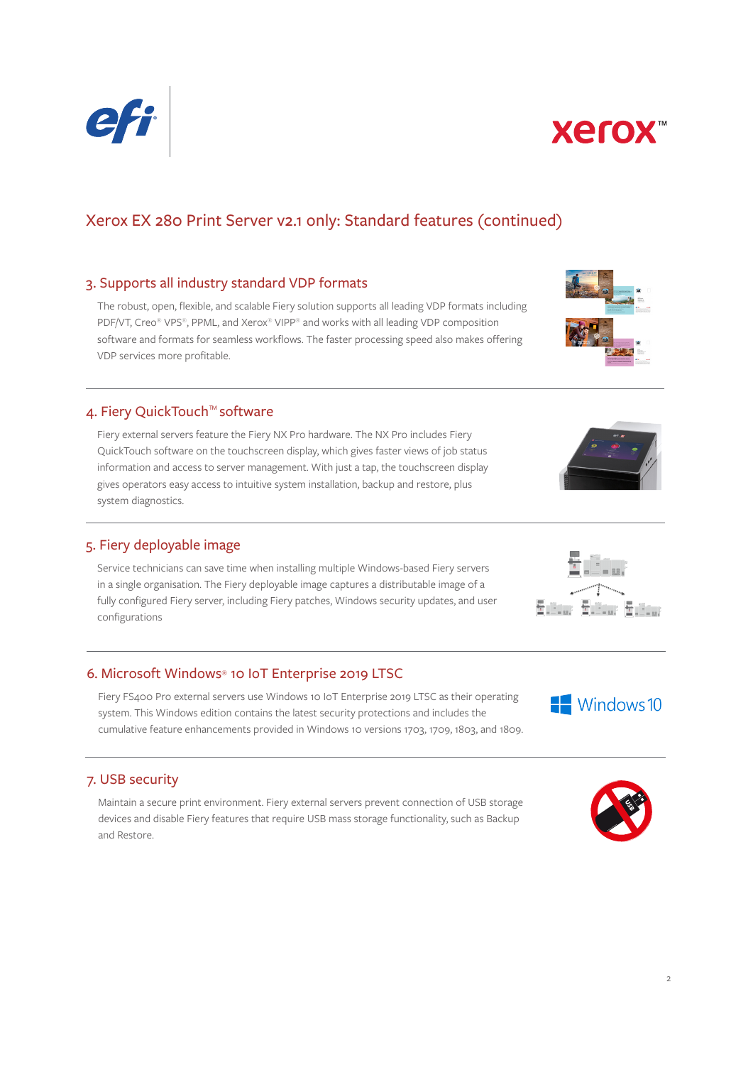## Xerox EX 280 Print Server v2.1 only: Standard features (continued)

### 3. Supports all industry standard VDP formats

The robust, open, flexible, and scalable Fiery solution supports all leading VDP formats including PDF/VT, Creo® VPS®, PPML, and Xerox® VIPP® and works with all leading VDP composition software and formats for seamless workflows. The faster processing speed also makes offering VDP services more profitable.

### 4. Fiery QuickTouch™ software

Fiery external servers feature the Fiery NX Pro hardware. The NX Pro includes Fiery QuickTouch software on the touchscreen display, which gives faster views of job status information and access to server management. With just a tap, the touchscreen display gives operators easy access to intuitive system installation, backup and restore, plus system diagnostics.

### 5. Fiery deployable image

Service technicians can save time when installing multiple Windows-based Fiery servers in a single organisation. The Fiery deployable image captures a distributable image of a fully configured Fiery server, including Fiery patches, Windows security updates, and user configurations

### 6. Microsoft Windows® 10 IoT Enterprise 2019 LTSC

Fiery FS400 Pro external servers use Windows 10 IoT Enterprise 2019 LTSC as their operating system. This Windows edition contains the latest security protections and includes the cumulative feature enhancements provided in Windows 10 versions 1703, 1709, 1803, and 1809.

### 7. USB security

Maintain a secure print environment. Fiery external servers prevent connection of USB storage devices and disable Fiery features that require USB mass storage functionality, such as Backup and Restore.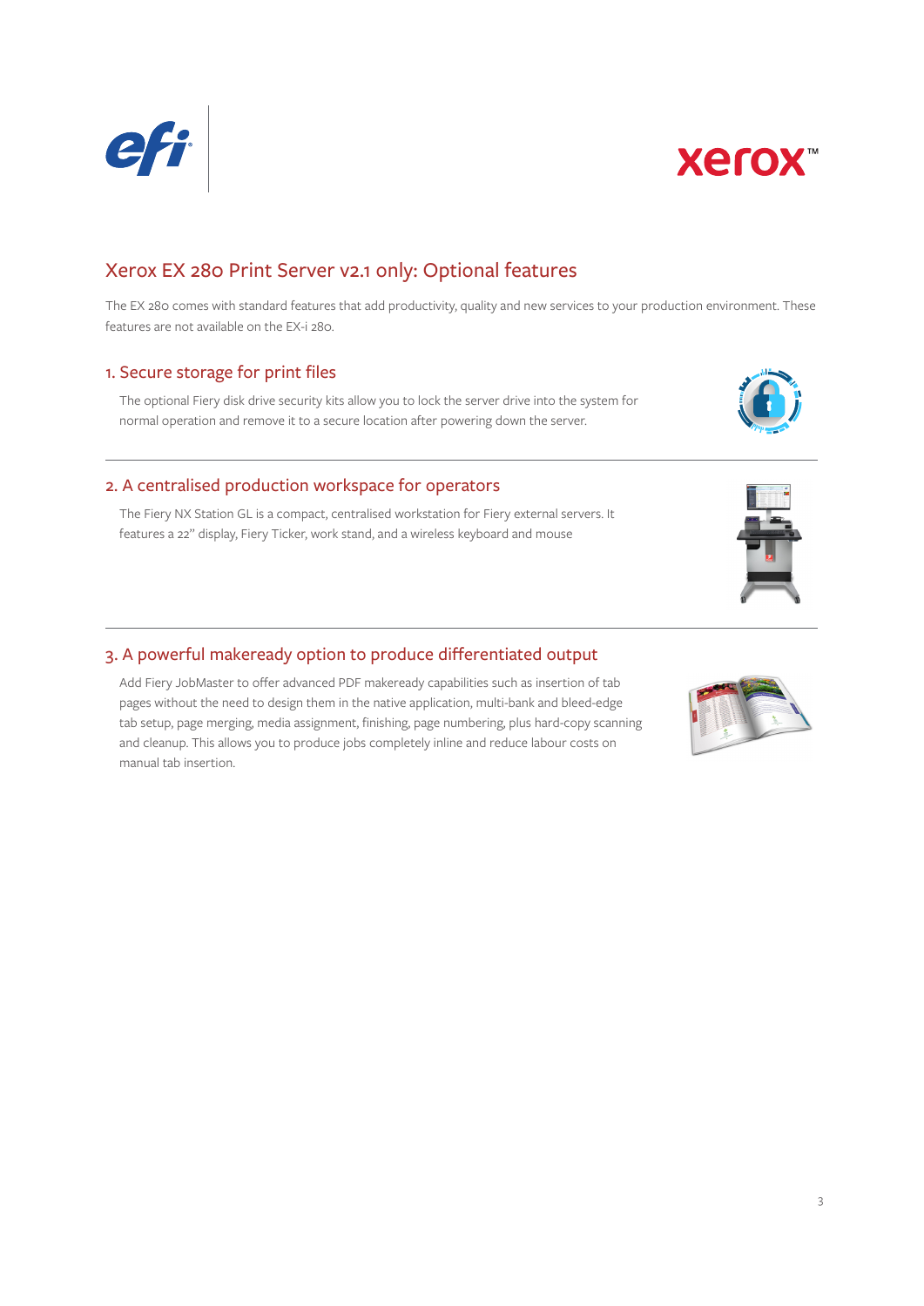## Xerox EX 280 Print Server v2.1 only: Optional features

The EX 280 comes with standard features that add productivity, quality and new services to your production environment. These features are not available on the EX-i 280.

### 1. Secure storage for print files

The optional Fiery disk drive security kits allow you to lock the server drive into the system for normal operation and remove it to a secure location after powering down the server.

### 2. A centralised production workspace for operators

The Fiery NX Station GL is a compact, centralised workstation for Fiery external servers. It features a 22" display, Fiery Ticker, work stand, and a wireless keyboard and mouse

### 3. A powerful makeready option to produce differentiated output

Add Fiery JobMaster to offer advanced PDF makeready capabilities such as insertion of tab pages without the need to design them in the native application, multi-bank and bleed-edge tab setup, page merging, media assignment, finishing, page numbering, plus hard-copy scanning and cleanup. This allows you to produce jobs completely inline and reduce labour costs on manual tab insertion.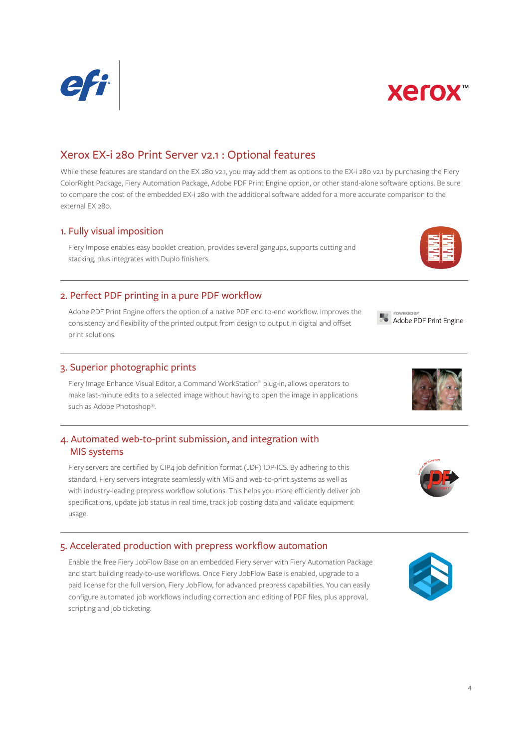# Xerox EX-i 280 Print Server v2.1 : Optional features

While these features are standard on the EX 280 v2.1, you may add them as options to the EX-i 280 v2.1 by purchasing the Fiery ColorRight Package, Fiery Automation Package, Adobe PDF Print Engine option, or other stand-alone software options. Be sure to compare the cost of the embedded EX-i 280 with the additional software added for a more accurate comparison to the external EX 280.

## 1. Fully visual imposition

Fiery Impose enables easy booklet creation, provides several gangups, supports cutting and stacking, plus integrates with Duplo finishers.

## 2. Perfect PDF printing in a pure PDF workflow

Adobe PDF Print Engine offers the option of a native PDF end to-end workflow. Improves the consistency and flexibility of the printed output from design to output in digital and offset print solutions.

POWERED BY Adobe PDF Print Engine

## 3. Superior photographic prints

Fiery Image Enhance Visual Editor, a Command WorkStation® plug-in, allows operators to make last-minute edits to a selected image without having to open the image in applications such as Adobe Photoshop®.

## 4. Automated web-to-print submission, and integration with MIS systems

Fiery servers are certified by CIP4 job definition format (JDF) IDP-ICS. By adhering to this standard, Fiery servers integrate seamlessly with MIS and web-to-print systems as well as with industry-leading prepress workflow solutions. This helps you more efficiently deliver job specifications, update job status in real time, track job costing data and validate equipment usage.

## 5. Accelerated production with prepress workflow automation

Enable the free Fiery JobFlow Base on an embedded Fiery server with Fiery Automation Package and start building ready-to-use workflows. Once Fiery JobFlow Base is enabled, upgrade to a paid license for the full version, Fiery JobFlow, for advanced prepress capabilities. You can easily configure automated job workflows including correction and editing of PDF files, plus approval, scripting and job ticketing.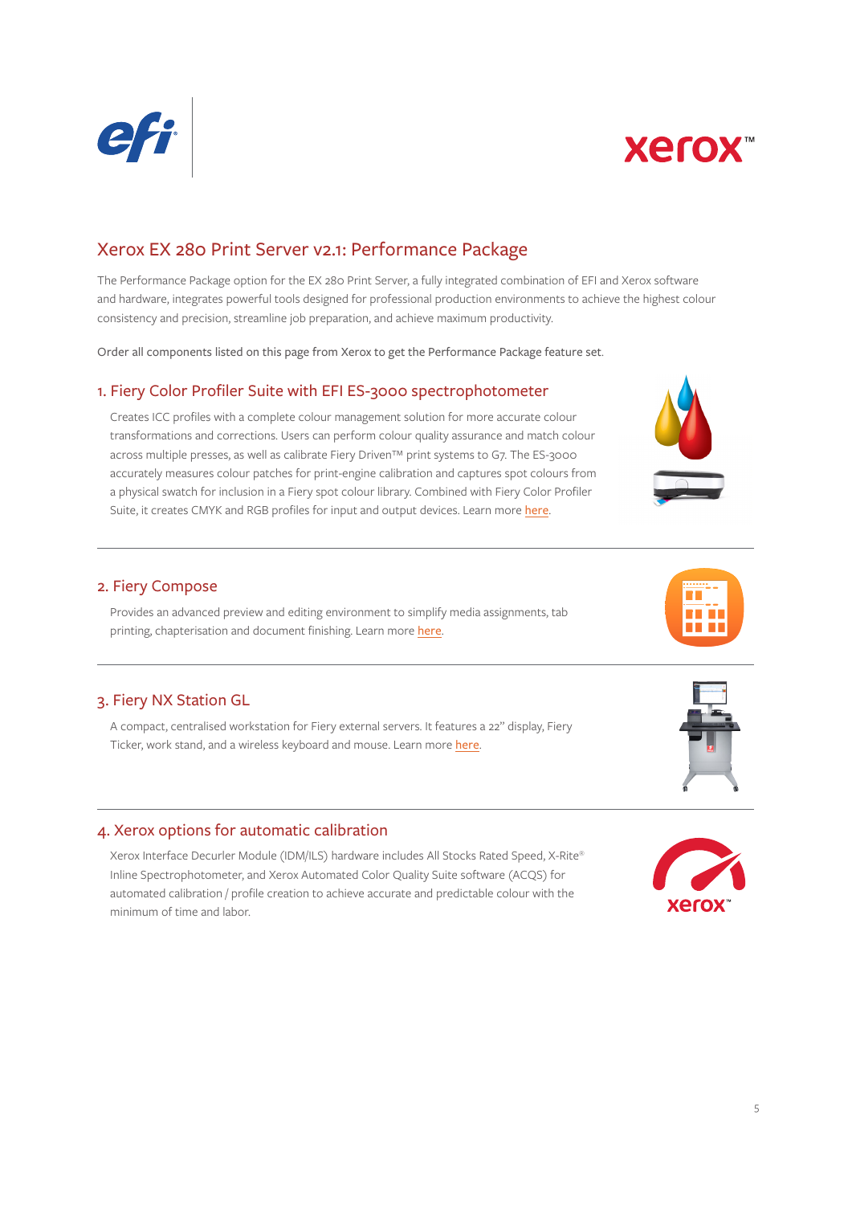# Xerox EX 280 Print Server v2.1: Performance Package

The Performance Package option for the EX 280 Print Server, a fully integrated combination of EFI and Xerox software and hardware, integrates powerful tools designed for professional production environments to achieve the highest colour consistency and precision, streamline job preparation, and achieve maximum productivity.

Order all components listed on this page from Xerox to get the Performance Package feature set.

## 1. Fiery Color Profiler Suite with EFI ES-3000 spectrophotometer

Creates ICC profiles with a complete colour management solution for more accurate colour transformations and corrections. Users can perform colour quality assurance and match colour across multiple presses, as well as calibrate Fiery Driven™ print systems to G7. The ES-3000 accurately measures colour patches for print-engine calibration and captures spot colours from a physical swatch for inclusion in a Fiery spot colour library. Combined with Fiery Color Profiler Suite, it creates CMYK and RGB profiles for input and output devices. Learn more here.

## 2. Fiery Compose

Provides an advanced preview and editing environment to simplify media assignments, tab printing, chapterisation and document finishing. Learn more here.

## 3. Fiery NX Station GL

A compact, centralised workstation for Fiery external servers. It features a 22" display, Fiery Ticker, work stand, and a wireless keyboard and mouse. Learn more here.

## 4. Xerox options for automatic calibration

Xerox Interface Decurler Module (IDM/ILS) hardware includes All Stocks Rated Speed, X-Rite® Inline Spectrophotometer, and Xerox Automated Color Quality Suite software (ACQS) for automated calibration / profile creation to achieve accurate and predictable colour with the minimum of time and labor.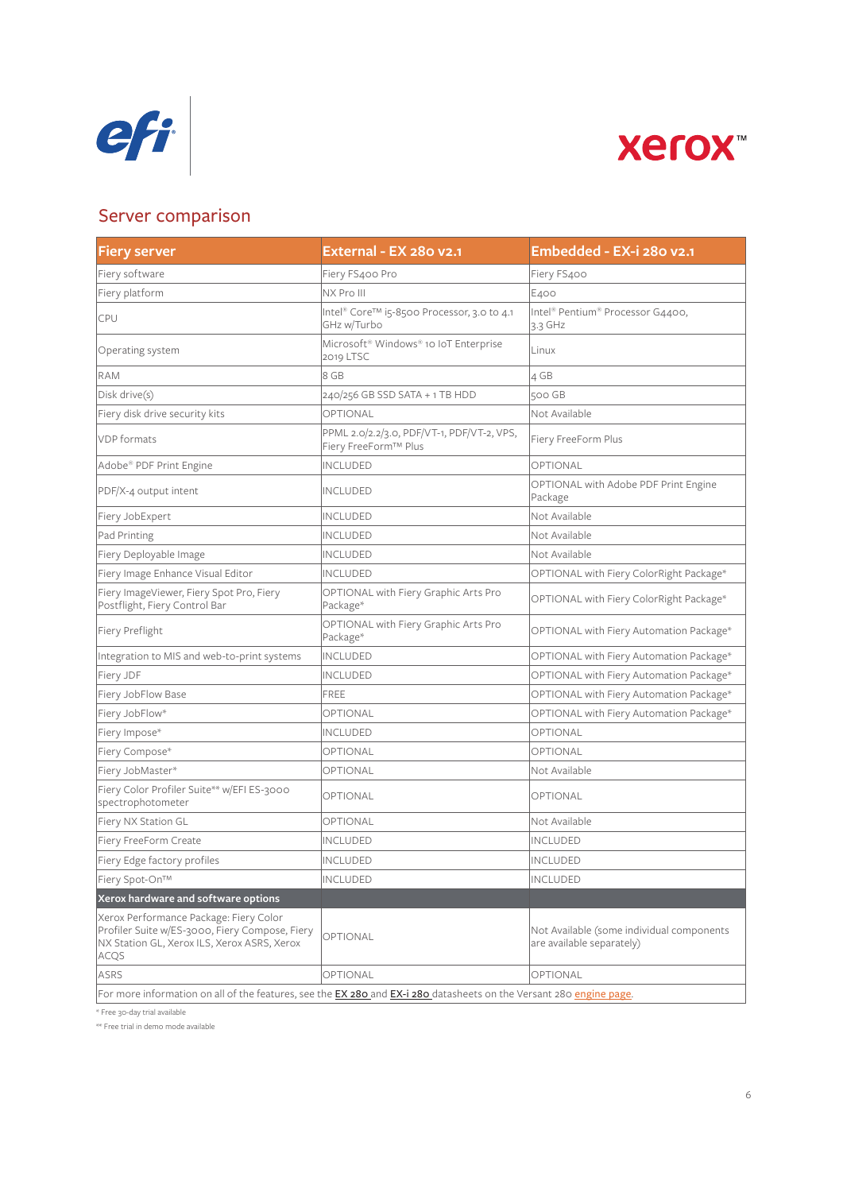## Server comparison

| Fiery server | External - EX 280 v2.1 | Embedded - EX-i 280 v2.1 |
|---|---|---|
| Fiery software | Fiery FS400 Pro | Fiery FS400 |
| Fiery platform | NX Pro III | E400 |
| CPU | Intel® Core™ i5-8500 Processor, 3.0 to 4.1 GHz w/Turbo | Intel® Pentium® Processor G4400, 3.3 GHz |
| Operating system | Microsoft® Windows® 10 IoT Enterprise 2019 LTSC | Linux |
| RAM | 8 GB | 4 GB |
| Disk drive(s) | 240/256 GB SSD SATA + 1 TB HDD | 500 GB |
| Fiery disk drive security kits | OPTIONAL | Not Available |
| VDP formats | PPML 2.0/2.2/3.0, PDF/VT-1, PDF/VT-2, VPS, Fiery FreeForm™ Plus | Fiery FreeForm Plus |
| Adobe® PDF Print Engine | INCLUDED | OPTIONAL |
| PDF/X-4 output intent | INCLUDED | OPTIONAL with Adobe PDF Print Engine Package |
| Fiery JobExpert | INCLUDED | Not Available |
| Pad Printing | INCLUDED | Not Available |
| Fiery Deployable Image | INCLUDED | Not Available |
| Fiery Image Enhance Visual Editor | INCLUDED | OPTIONAL with Fiery ColorRight Package* |
| Fiery ImageViewer, Fiery Spot Pro, Fiery Postflight, Fiery Control Bar | OPTIONAL with Fiery Graphic Arts Pro Package* | OPTIONAL with Fiery ColorRight Package* |
| Fiery Preflight | OPTIONAL with Fiery Graphic Arts Pro Package* | OPTIONAL with Fiery Automation Package* |
| Integration to MIS and web-to-print systems | INCLUDED | OPTIONAL with Fiery Automation Package* |
| Fiery JDF | INCLUDED | OPTIONAL with Fiery Automation Package* |
| Fiery JobFlow Base | FREE | OPTIONAL with Fiery Automation Package* |
| Fiery JobFlow* | OPTIONAL | OPTIONAL with Fiery Automation Package* |
| Fiery Impose* | INCLUDED | OPTIONAL |
| Fiery Compose* | OPTIONAL | OPTIONAL |
| Fiery JobMaster* | OPTIONAL | Not Available |
| Fiery Color Profiler Suite** w/EFI ES-3000 spectrophotometer | OPTIONAL | OPTIONAL |
| Fiery NX Station GL | OPTIONAL | Not Available |
| Fiery FreeForm Create | INCLUDED | INCLUDED |
| Fiery Edge factory profiles | INCLUDED | INCLUDED |
| Fiery Spot-On™ | INCLUDED | INCLUDED |
| **Xerox hardware and software options** | | |
| Xerox Performance Package: Fiery Color Profiler Suite w/ES-3000, Fiery Compose, Fiery NX Station GL, Xerox ILS, Xerox ASRS, Xerox ACQS | OPTIONAL | Not Available (some individual components are available separately) |
| ASRS | OPTIONAL | OPTIONAL |
| For more information on all of the features, see the EX 280 and EX-i 280 datasheets on the Versant 280 engine page. | | |

* Free 30-day trial available

** Free trial in demo mode available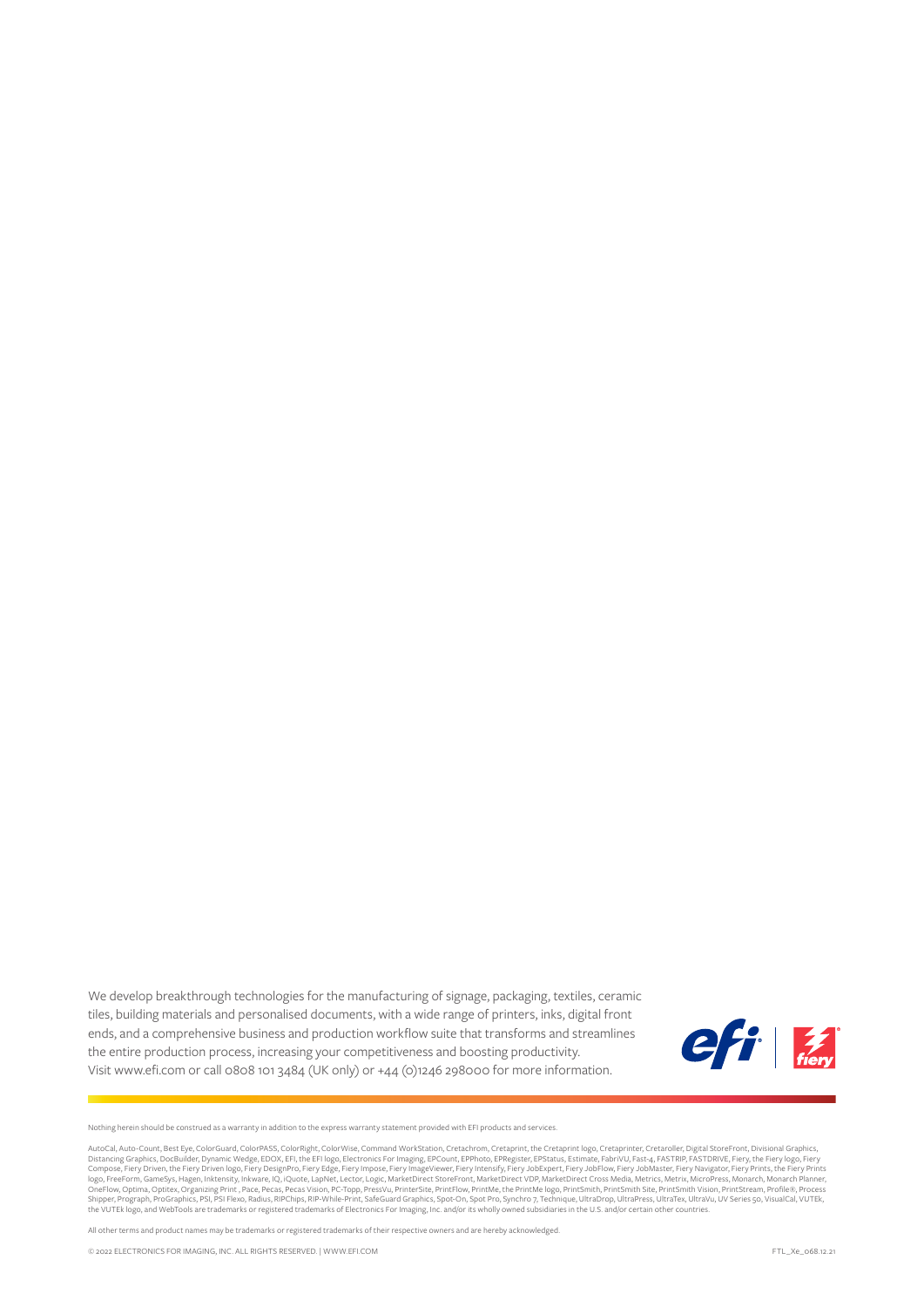We develop breakthrough technologies for the manufacturing of signage, packaging, textiles, ceramic tiles, building materials and personalised documents, with a wide range of printers, inks, digital front ends, and a comprehensive business and production workflow suite that transforms and streamlines the entire production process, increasing your competitiveness and boosting productivity.
Visit www.efi.com or call 0808 101 3484 (UK only) or +44 (0)1246 298000 for more information.

Nothing herein should be construed as a warranty in addition to the express warranty statement provided with EFI products and services.

AutoCal, Auto-Count, Best Eye, ColorGuard, ColorPASS, ColorRight, ColorWise, Command WorkStation, Cretachrom, Cretaprint, the Cretaprint logo, Cretaprinter, Cretaroller, Digital StoreFront, Divisional Graphics, Distancing Graphics, DocBuilder, Dynamic Wedge, EDOX, EFI, the EFI logo, Electronics For Imaging, EPCount, EPPhoto, EPRegister, EPStatus, Estimate, FabriVU, Fast-4, FASTRIP, FASTDRIVE, Fiery, the Fiery logo, Fiery Compose, Fiery Driven, the Fiery Driven logo, Fiery DesignPro, Fiery Edge, Fiery Impose, Fiery ImageViewer, Fiery Intensify, Fiery JobExpert, Fiery JobFlow, Fiery JobMaster, Fiery Navigator, Fiery Prints, the Fiery Prints logo, FreeForm, GameSys, Hagen, Inktensity, Inkware, IQ, iQuote, LapNet, Lector, Logic, MarketDirect StoreFront, MarketDirect VDP, MarketDirect Cross Media, Metrics, Metrix, MicroPress, Monarch, Monarch Planner, OneFlow, Optima, Optitex, Organizing Print , Pace, Pecas, Pecas Vision, PC-Topp, PressVu, PrinterSite, PrintFlow, PrintMe, the PrintMe logo, PrintSmith, PrintSmith Site, PrintSmith Vision, PrintStream, Profile®, Process Shipper, Prograph, ProGraphics, PSI, PSI Flexo, Radius, RIPChips, RIP-While-Print, SafeGuard Graphics, Spot-On, Spot Pro, Synchro 7, Technique, UltraDrop, UltraPress, UltraTex, UltraVu, UV Series 50, VisualCal, VUTEk, the VUTEk logo, and WebTools are trademarks or registered trademarks of Electronics For Imaging, Inc. and/or its wholly owned subsidiaries in the U.S. and/or certain other countries.

All other terms and product names may be trademarks or registered trademarks of their respective owners and are hereby acknowledged.

© 2022 ELECTRONICS FOR IMAGING, INC. ALL RIGHTS RESERVED. | WWW.EFI.COM

FTL_Xe_068.12.21